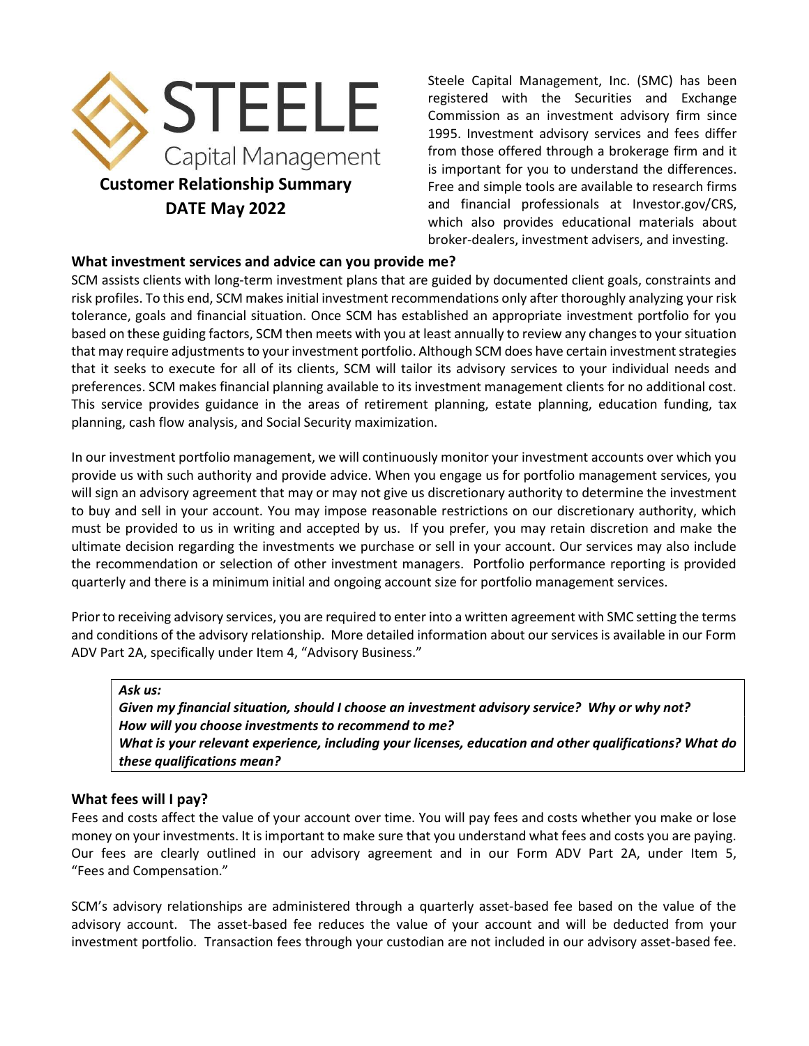# STEELE Capital Management

**Customer Relationship Summary**

**DATE May 2022**

Steele Capital Management, Inc. (SMC) has been registered with the Securities and Exchange Commission as an investment advisory firm since 1995. Investment advisory services and fees differ from those offered through a brokerage firm and it is important for you to understand the differences. Free and simple tools are available to research firms and financial professionals at Investor.gov/CRS, which also provides educational materials about broker-dealers, investment advisers, and investing.

## What investment services and advice can you provide me?

SCM assists clients with long-term investment plans that are guided by documented client goals, constraints and risk profiles. To this end, SCM makes initial investment recommendations only after thoroughly analyzing your risk tolerance, goals and financial situation. Once SCM has established an appropriate investment portfolio for you based on these guiding factors, SCM then meets with you at least annually to review any changes to your situation that may require adjustments to your investment portfolio. Although SCM does have certain investment strategies that it seeks to execute for all of its clients, SCM will tailor its advisory services to your individual needs and preferences. SCM makes financial planning available to its investment management clients for no additional cost. This service provides guidance in the areas of retirement planning, estate planning, education funding, tax planning, cash flow analysis, and Social Security maximization.

In our investment portfolio management, we will continuously monitor your investment accounts over which you provide us with such authority and provide advice. When you engage us for portfolio management services, you will sign an advisory agreement that may or may not give us discretionary authority to determine the investment to buy and sell in your account. You may impose reasonable restrictions on our discretionary authority, which must be provided to us in writing and accepted by us. If you prefer, you may retain discretion and make the ultimate decision regarding the investments we purchase or sell in your account. Our services may also include the recommendation or selection of other investment managers. Portfolio performance reporting is provided quarterly and there is a minimum initial and ongoing account size for portfolio management services.

Prior to receiving advisory services, you are required to enter into a written agreement with SMC setting the terms and conditions of the advisory relationship. More detailed information about our services is available in our Form ADV Part 2A, specifically under Item 4, "Advisory Business."

> ***Ask us:***
> ***Given my financial situation, should I choose an investment advisory service? Why or why not?***
> ***How will you choose investments to recommend to me?***
> ***What is your relevant experience, including your licenses, education and other qualifications? What do these qualifications mean?***

## What fees will I pay?

Fees and costs affect the value of your account over time. You will pay fees and costs whether you make or lose money on your investments. It is important to make sure that you understand what fees and costs you are paying. Our fees are clearly outlined in our advisory agreement and in our Form ADV Part 2A, under Item 5, "Fees and Compensation."

SCM's advisory relationships are administered through a quarterly asset-based fee based on the value of the advisory account. The asset-based fee reduces the value of your account and will be deducted from your investment portfolio. Transaction fees through your custodian are not included in our advisory asset-based fee.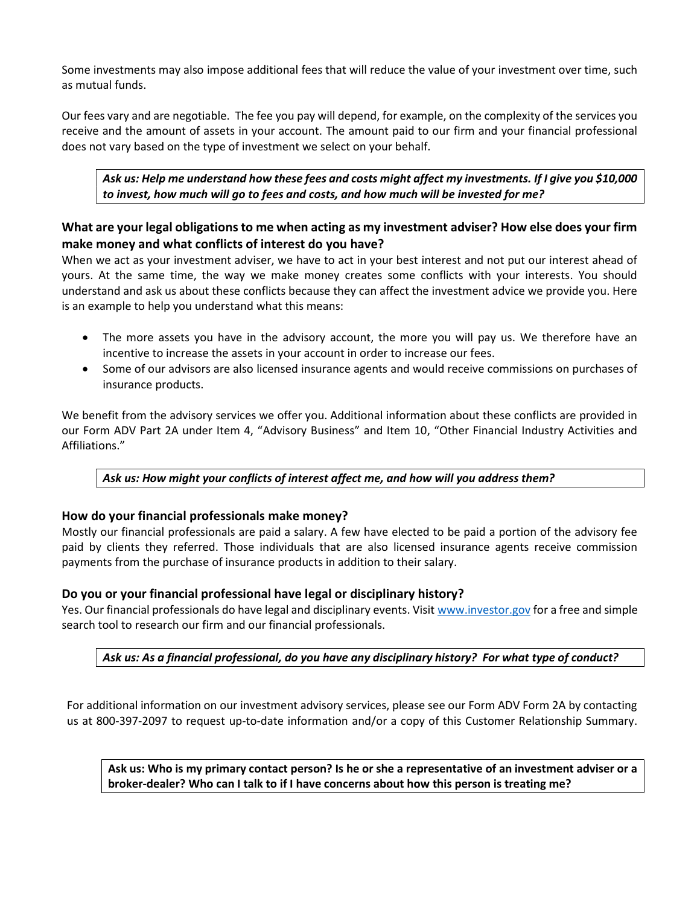Some investments may also impose additional fees that will reduce the value of your investment over time, such as mutual funds.

Our fees vary and are negotiable. The fee you pay will depend, for example, on the complexity of the services you receive and the amount of assets in your account. The amount paid to our firm and your financial professional does not vary based on the type of investment we select on your behalf.

> ***Ask us: Help me understand how these fees and costs might affect my investments. If I give you $10,000 to invest, how much will go to fees and costs, and how much will be invested for me?***

### What are your legal obligations to me when acting as my investment adviser? How else does your firm make money and what conflicts of interest do you have?

When we act as your investment adviser, we have to act in your best interest and not put our interest ahead of yours. At the same time, the way we make money creates some conflicts with your interests. You should understand and ask us about these conflicts because they can affect the investment advice we provide you. Here is an example to help you understand what this means:

- The more assets you have in the advisory account, the more you will pay us. We therefore have an incentive to increase the assets in your account in order to increase our fees.
- Some of our advisors are also licensed insurance agents and would receive commissions on purchases of insurance products.

We benefit from the advisory services we offer you. Additional information about these conflicts are provided in our Form ADV Part 2A under Item 4, "Advisory Business" and Item 10, "Other Financial Industry Activities and Affiliations."

> ***Ask us: How might your conflicts of interest affect me, and how will you address them?***

### How do your financial professionals make money?

Mostly our financial professionals are paid a salary. A few have elected to be paid a portion of the advisory fee paid by clients they referred. Those individuals that are also licensed insurance agents receive commission payments from the purchase of insurance products in addition to their salary.

### Do you or your financial professional have legal or disciplinary history?

Yes. Our financial professionals do have legal and disciplinary events. Visit www.investor.gov for a free and simple search tool to research our firm and our financial professionals.

> ***Ask us: As a financial professional, do you have any disciplinary history? For what type of conduct?***

For additional information on our investment advisory services, please see our Form ADV Form 2A by contacting us at 800-397-2097 to request up-to-date information and/or a copy of this Customer Relationship Summary.

> **Ask us: Who is my primary contact person? Is he or she a representative of an investment adviser or a broker-dealer? Who can I talk to if I have concerns about how this person is treating me?**